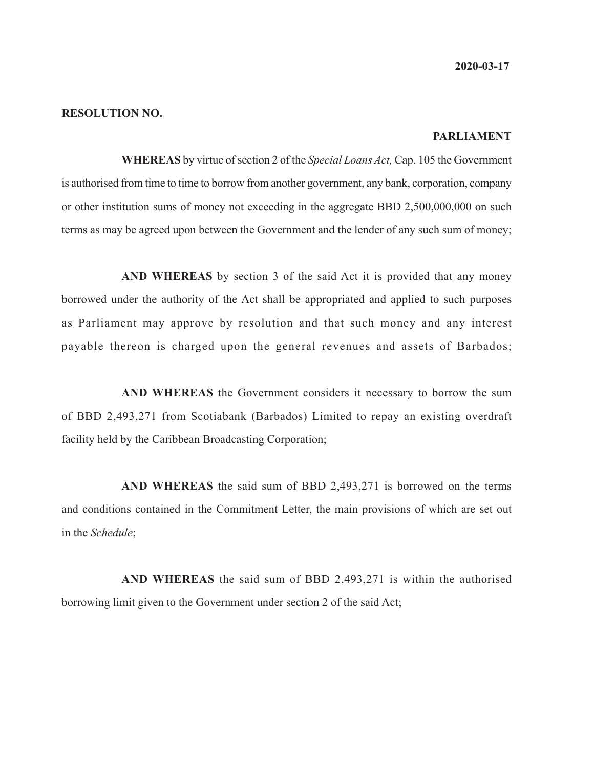**2020-03-17**

**RESOLUTION NO.**

**PARLIAMENT**

**WHEREAS** by virtue of section 2 of the *Special Loans Act,* Cap. 105 the Government is authorised from time to time to borrow from another government, any bank, corporation, company or other institution sums of money not exceeding in the aggregate BBD 2,500,000,000 on such terms as may be agreed upon between the Government and the lender of any such sum of money;

**AND WHEREAS** by section 3 of the said Act it is provided that any money borrowed under the authority of the Act shall be appropriated and applied to such purposes as Parliament may approve by resolution and that such money and any interest payable thereon is charged upon the general revenues and assets of Barbados;

**AND WHEREAS** the Government considers it necessary to borrow the sum of BBD 2,493,271 from Scotiabank (Barbados) Limited to repay an existing overdraft facility held by the Caribbean Broadcasting Corporation;

**AND WHEREAS** the said sum of BBD 2,493,271 is borrowed on the terms and conditions contained in the Commitment Letter, the main provisions of which are set out in the *Schedule*;

**AND WHEREAS** the said sum of BBD 2,493,271 is within the authorised borrowing limit given to the Government under section 2 of the said Act;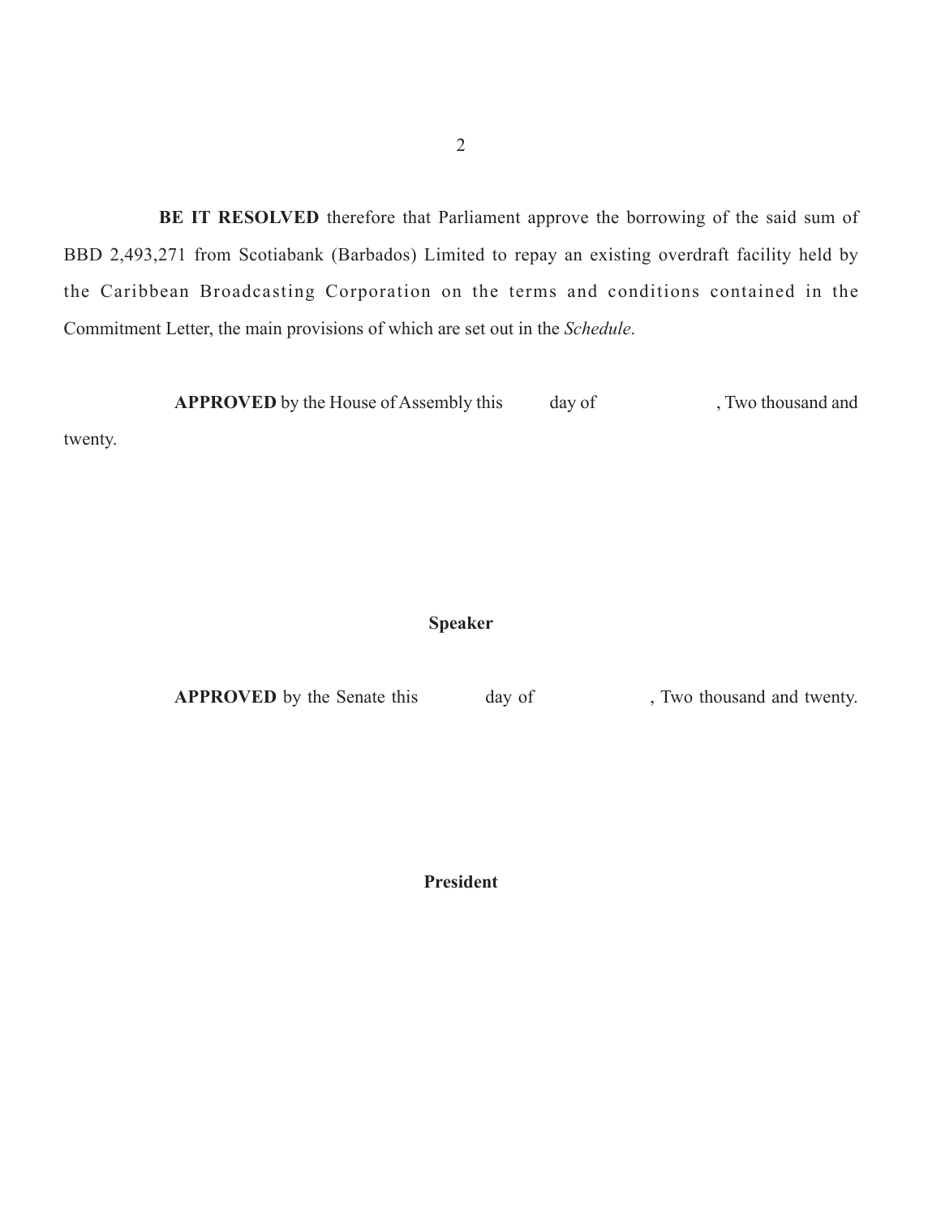**BE IT RESOLVED** therefore that Parliament approve the borrowing of the said sum of BBD 2,493,271 from Scotiabank (Barbados) Limited to repay an existing overdraft facility held by the Caribbean Broadcasting Corporation on the terms and conditions contained in the Commitment Letter, the main provisions of which are set out in the *Schedule*.

**APPROVED** by the House of Assembly this day of , Two thousand and twenty.

**Speaker**

**APPROVED** by the Senate this day of , Two thousand and twenty.

**President**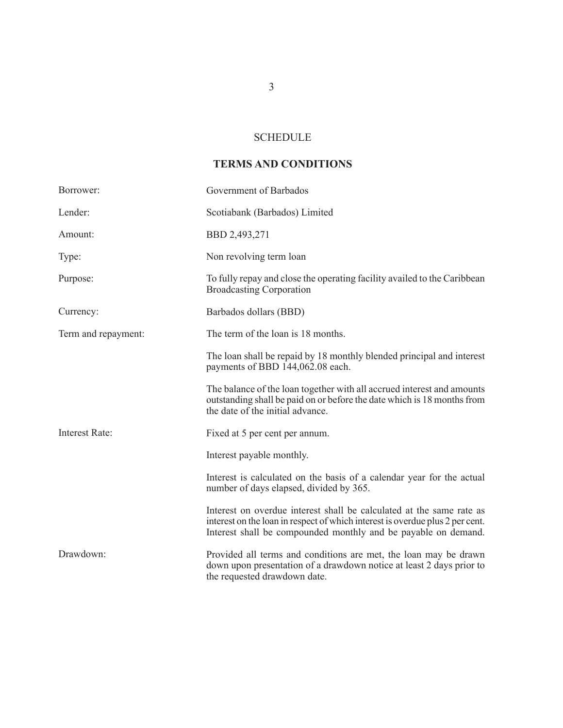# SCHEDULE

## TERMS AND CONDITIONS

| | |
|---|---|
| Borrower: | Government of Barbados |
| Lender: | Scotiabank (Barbados) Limited |
| Amount: | BBD 2,493,271 |
| Type: | Non revolving term loan |
| Purpose: | To fully repay and close the operating facility availed to the Caribbean Broadcasting Corporation |
| Currency: | Barbados dollars (BBD) |
| Term and repayment: | The term of the loan is 18 months. |
| | The loan shall be repaid by 18 monthly blended principal and interest payments of BBD 144,062.08 each. |
| | The balance of the loan together with all accrued interest and amounts outstanding shall be paid on or before the date which is 18 months from the date of the initial advance. |
| Interest Rate: | Fixed at 5 per cent per annum. |
| | Interest payable monthly. |
| | Interest is calculated on the basis of a calendar year for the actual number of days elapsed, divided by 365. |
| | Interest on overdue interest shall be calculated at the same rate as interest on the loan in respect of which interest is overdue plus 2 per cent. Interest shall be compounded monthly and be payable on demand. |
| Drawdown: | Provided all terms and conditions are met, the loan may be drawn down upon presentation of a drawdown notice at least 2 days prior to the requested drawdown date. |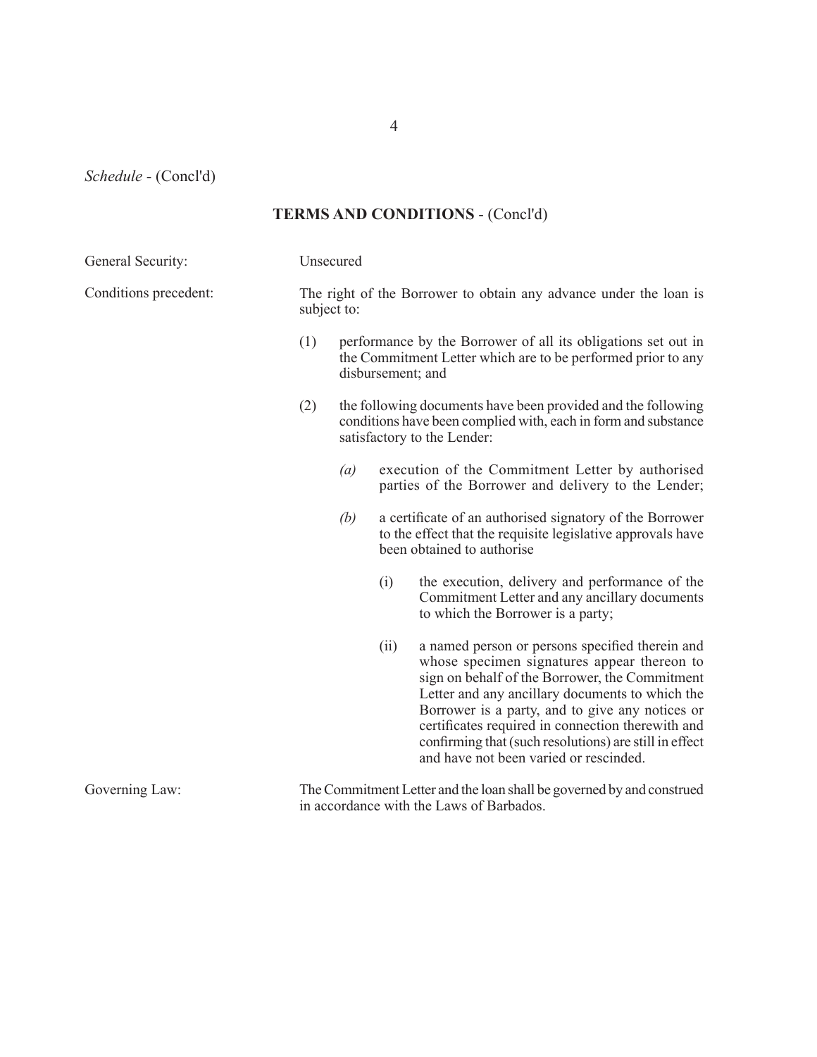*Schedule* - (Concl'd)

## TERMS AND CONDITIONS - (Concl'd)

General Security: Unsecured

Conditions precedent: The right of the Borrower to obtain any advance under the loan is subject to:

(1) performance by the Borrower of all its obligations set out in the Commitment Letter which are to be performed prior to any disbursement; and

(2) the following documents have been provided and the following conditions have been complied with, each in form and substance satisfactory to the Lender:

*(a)* execution of the Commitment Letter by authorised parties of the Borrower and delivery to the Lender;

*(b)* a certificate of an authorised signatory of the Borrower to the effect that the requisite legislative approvals have been obtained to authorise

(i) the execution, delivery and performance of the Commitment Letter and any ancillary documents to which the Borrower is a party;

(ii) a named person or persons specified therein and whose specimen signatures appear thereon to sign on behalf of the Borrower, the Commitment Letter and any ancillary documents to which the Borrower is a party, and to give any notices or certificates required in connection therewith and confirming that (such resolutions) are still in effect and have not been varied or rescinded.

Governing Law: The Commitment Letter and the loan shall be governed by and construed in accordance with the Laws of Barbados.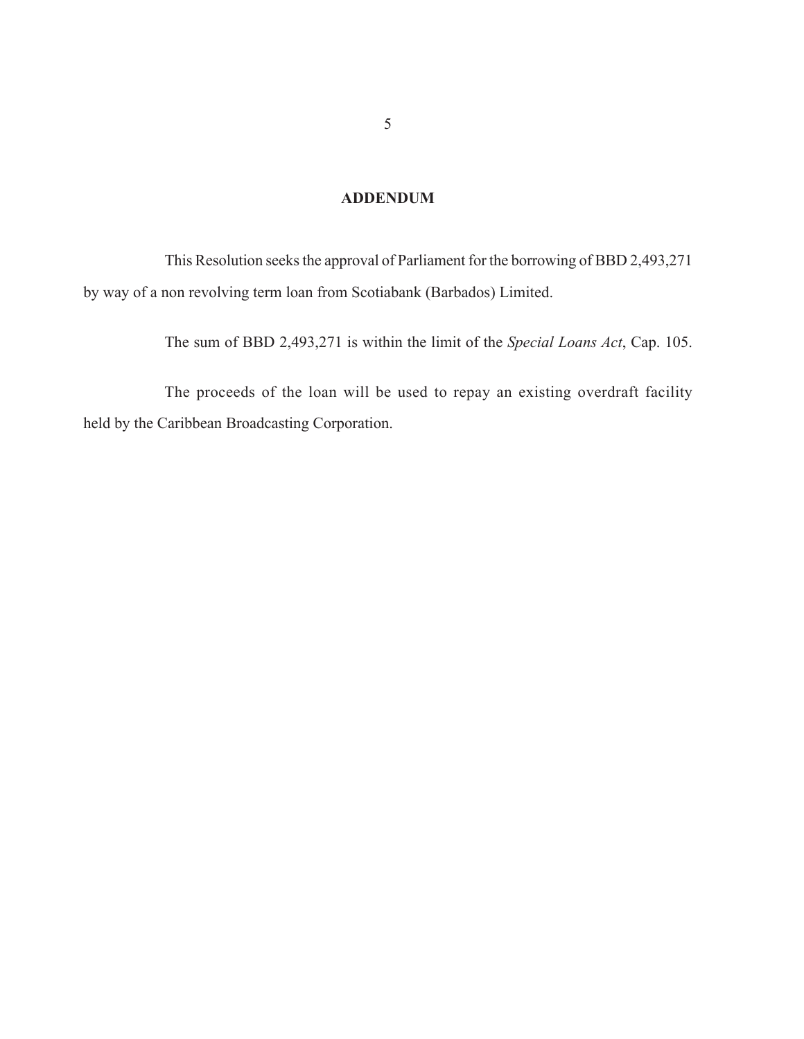## ADDENDUM

This Resolution seeks the approval of Parliament for the borrowing of BBD 2,493,271 by way of a non revolving term loan from Scotiabank (Barbados) Limited.

The sum of BBD 2,493,271 is within the limit of the *Special Loans Act*, Cap. 105.

The proceeds of the loan will be used to repay an existing overdraft facility held by the Caribbean Broadcasting Corporation.